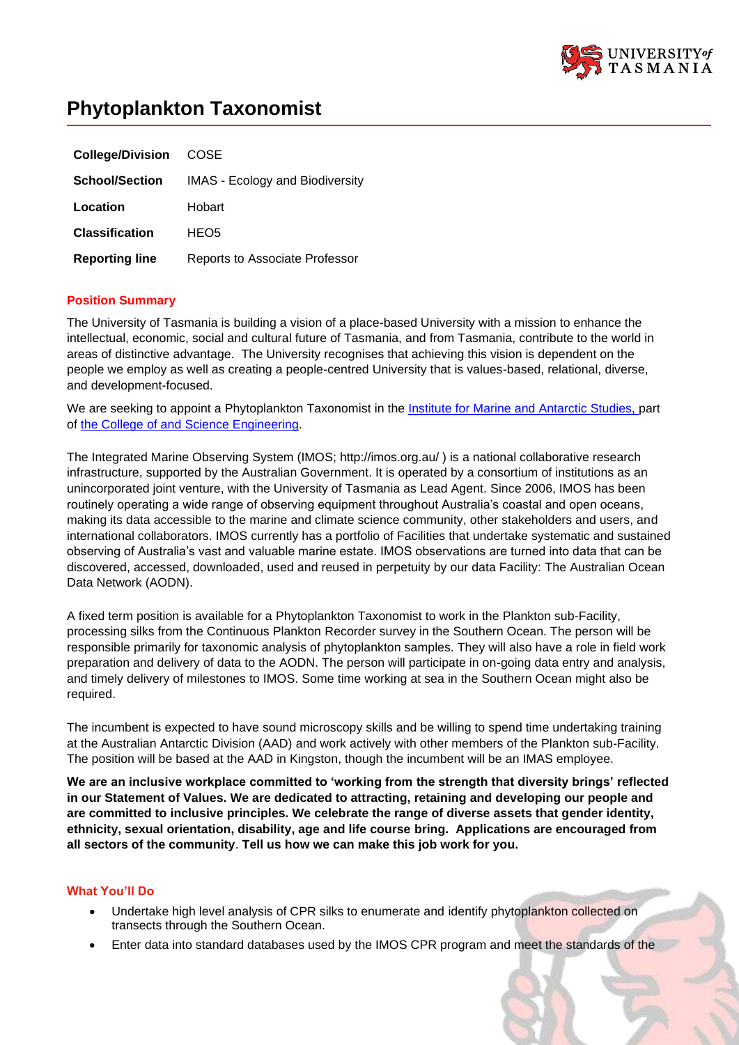# Phytoplankton Taxonomist

| | |
|---|---|
| **College/Division** | COSE |
| **School/Section** | IMAS - Ecology and Biodiversity |
| **Location** | Hobart |
| **Classification** | HEO5 |
| **Reporting line** | Reports to Associate Professor |

## Position Summary

The University of Tasmania is building a vision of a place-based University with a mission to enhance the intellectual, economic, social and cultural future of Tasmania, and from Tasmania, contribute to the world in areas of distinctive advantage. The University recognises that achieving this vision is dependent on the people we employ as well as creating a people-centred University that is values-based, relational, diverse, and development-focused.

We are seeking to appoint a Phytoplankton Taxonomist in the Institute for Marine and Antarctic Studies, part of the College of and Science Engineering.

The Integrated Marine Observing System (IMOS; http://imos.org.au/ ) is a national collaborative research infrastructure, supported by the Australian Government. It is operated by a consortium of institutions as an unincorporated joint venture, with the University of Tasmania as Lead Agent. Since 2006, IMOS has been routinely operating a wide range of observing equipment throughout Australia's coastal and open oceans, making its data accessible to the marine and climate science community, other stakeholders and users, and international collaborators. IMOS currently has a portfolio of Facilities that undertake systematic and sustained observing of Australia's vast and valuable marine estate. IMOS observations are turned into data that can be discovered, accessed, downloaded, used and reused in perpetuity by our data Facility: The Australian Ocean Data Network (AODN).

A fixed term position is available for a Phytoplankton Taxonomist to work in the Plankton sub-Facility, processing silks from the Continuous Plankton Recorder survey in the Southern Ocean. The person will be responsible primarily for taxonomic analysis of phytoplankton samples. They will also have a role in field work preparation and delivery of data to the AODN. The person will participate in on-going data entry and analysis, and timely delivery of milestones to IMOS. Some time working at sea in the Southern Ocean might also be required.

The incumbent is expected to have sound microscopy skills and be willing to spend time undertaking training at the Australian Antarctic Division (AAD) and work actively with other members of the Plankton sub-Facility. The position will be based at the AAD in Kingston, though the incumbent will be an IMAS employee.

**We are an inclusive workplace committed to 'working from the strength that diversity brings' reflected in our Statement of Values. We are dedicated to attracting, retaining and developing our people and are committed to inclusive principles. We celebrate the range of diverse assets that gender identity, ethnicity, sexual orientation, disability, age and life course bring. Applications are encouraged from all sectors of the community**. **Tell us how we can make this job work for you.**

## What You'll Do

- Undertake high level analysis of CPR silks to enumerate and identify phytoplankton collected on transects through the Southern Ocean.
- Enter data into standard databases used by the IMOS CPR program and meet the standards of the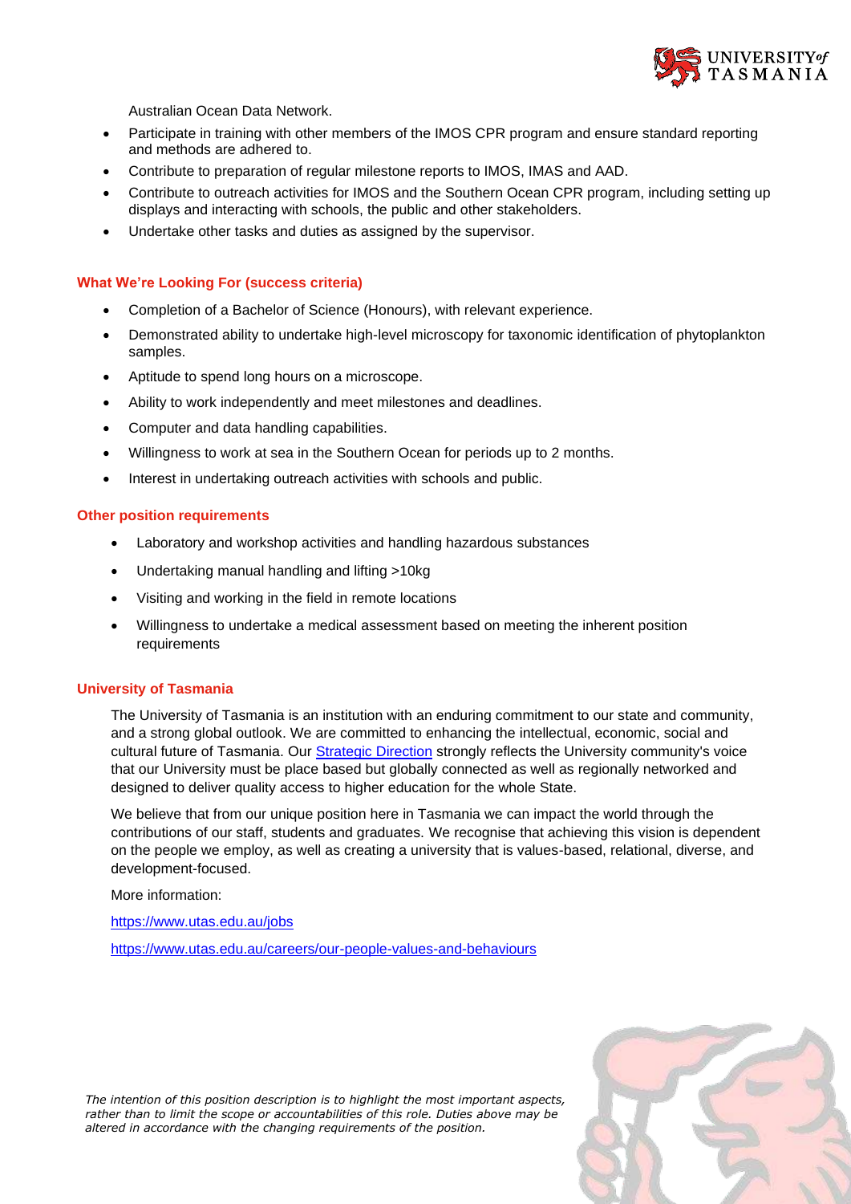Australian Ocean Data Network.

- Participate in training with other members of the IMOS CPR program and ensure standard reporting and methods are adhered to.
- Contribute to preparation of regular milestone reports to IMOS, IMAS and AAD.
- Contribute to outreach activities for IMOS and the Southern Ocean CPR program, including setting up displays and interacting with schools, the public and other stakeholders.
- Undertake other tasks and duties as assigned by the supervisor.

## What We're Looking For (success criteria)

- Completion of a Bachelor of Science (Honours), with relevant experience.
- Demonstrated ability to undertake high-level microscopy for taxonomic identification of phytoplankton samples.
- Aptitude to spend long hours on a microscope.
- Ability to work independently and meet milestones and deadlines.
- Computer and data handling capabilities.
- Willingness to work at sea in the Southern Ocean for periods up to 2 months.
- Interest in undertaking outreach activities with schools and public.

## Other position requirements

- Laboratory and workshop activities and handling hazardous substances
- Undertaking manual handling and lifting >10kg
- Visiting and working in the field in remote locations
- Willingness to undertake a medical assessment based on meeting the inherent position requirements

## University of Tasmania

The University of Tasmania is an institution with an enduring commitment to our state and community, and a strong global outlook. We are committed to enhancing the intellectual, economic, social and cultural future of Tasmania. Our Strategic Direction strongly reflects the University community's voice that our University must be place based but globally connected as well as regionally networked and designed to deliver quality access to higher education for the whole State.

We believe that from our unique position here in Tasmania we can impact the world through the contributions of our staff, students and graduates. We recognise that achieving this vision is dependent on the people we employ, as well as creating a university that is values-based, relational, diverse, and development-focused.

More information:

https://www.utas.edu.au/jobs

https://www.utas.edu.au/careers/our-people-values-and-behaviours

*The intention of this position description is to highlight the most important aspects, rather than to limit the scope or accountabilities of this role. Duties above may be altered in accordance with the changing requirements of the position.*